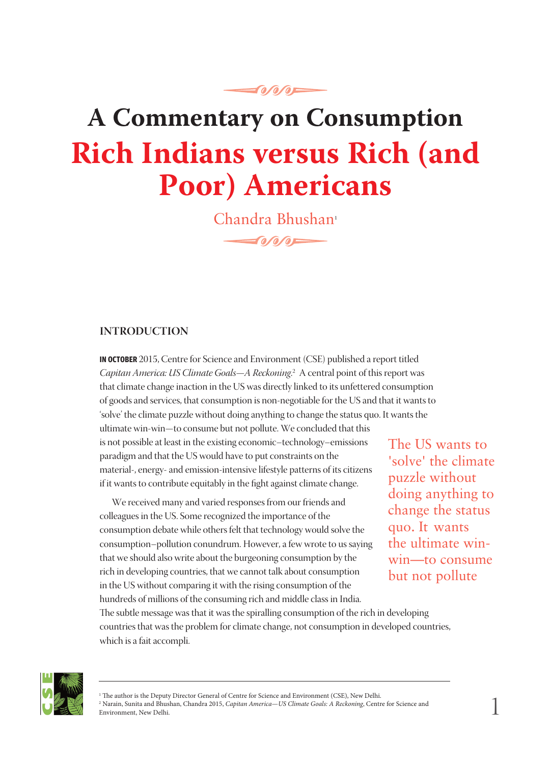# A Commentary on Consumption

# Rich Indians versus Rich (and Poor) Americans

Chandra Bhushan[1]

## INTRODUCTION

**IN OCTOBER** 2015, Centre for Science and Environment (CSE) published a report titled *Capitan America: US Climate Goals—A Reckoning*.[2] A central point of this report was that climate change inaction in the US was directly linked to its unfettered consumption of goods and services, that consumption is non-negotiable for the US and that it wants to 'solve' the climate puzzle without doing anything to change the status quo. It wants the ultimate win-win—to consume but not pollute. We concluded that this is not possible at least in the existing economic–technology–emissions paradigm and that the US would have to put constraints on the material-, energy- and emission-intensive lifestyle patterns of its citizens if it wants to contribute equitably in the fight against climate change.

The US wants to 'solve' the climate puzzle without doing anything to change the status quo. It wants the ultimate win-win—to consume but not pollute

We received many and varied responses from our friends and colleagues in the US. Some recognized the importance of the consumption debate while others felt that technology would solve the consumption–pollution conundrum. However, a few wrote to us saying that we should also write about the burgeoning consumption by the rich in developing countries, that we cannot talk about consumption in the US without comparing it with the rising consumption of the hundreds of millions of the consuming rich and middle class in India. The subtle message was that it was the spiralling consumption of the rich in developing countries that was the problem for climate change, not consumption in developed countries, which is a fait accompli.

---

[1] The author is the Deputy Director General of Centre for Science and Environment (CSE), New Delhi.
[2] Narain, Sunita and Bhushan, Chandra 2015, *Capitan America—US Climate Goals: A Reckoning*, Centre for Science and Environment, New Delhi.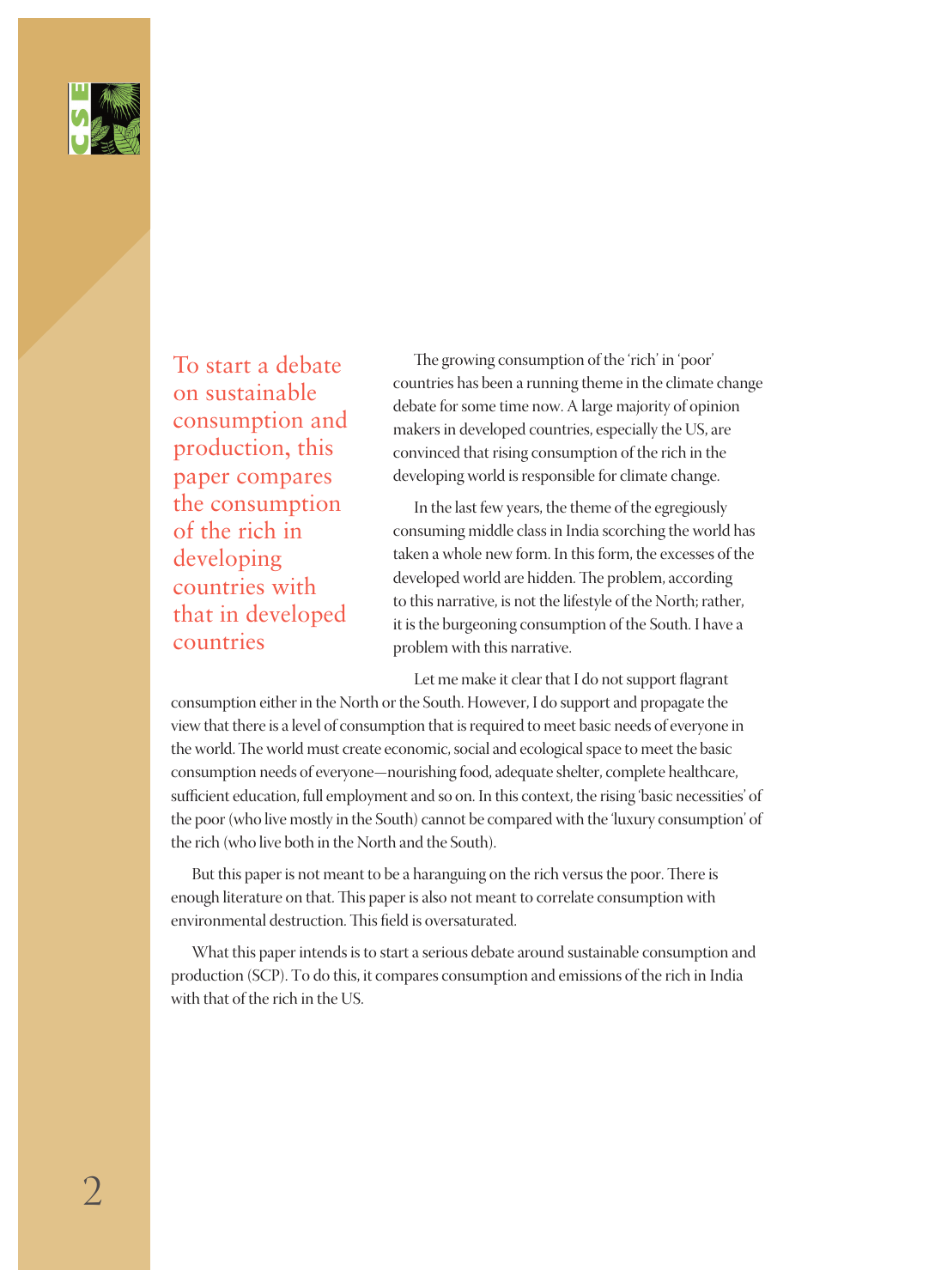*To start a debate on sustainable consumption and production, this paper compares the consumption of the rich in developing countries with that in developed countries*

The growing consumption of the 'rich' in 'poor' countries has been a running theme in the climate change debate for some time now. A large majority of opinion makers in developed countries, especially the US, are convinced that rising consumption of the rich in the developing world is responsible for climate change.

In the last few years, the theme of the egregiously consuming middle class in India scorching the world has taken a whole new form. In this form, the excesses of the developed world are hidden. The problem, according to this narrative, is not the lifestyle of the North; rather, it is the burgeoning consumption of the South. I have a problem with this narrative.

Let me make it clear that I do not support flagrant consumption either in the North or the South. However, I do support and propagate the view that there is a level of consumption that is required to meet basic needs of everyone in the world. The world must create economic, social and ecological space to meet the basic consumption needs of everyone—nourishing food, adequate shelter, complete healthcare, sufficient education, full employment and so on. In this context, the rising 'basic necessities' of the poor (who live mostly in the South) cannot be compared with the 'luxury consumption' of the rich (who live both in the North and the South).

But this paper is not meant to be a haranguing on the rich versus the poor. There is enough literature on that. This paper is also not meant to correlate consumption with environmental destruction. This field is oversaturated.

What this paper intends is to start a serious debate around sustainable consumption and production (SCP). To do this, it compares consumption and emissions of the rich in India with that of the rich in the US.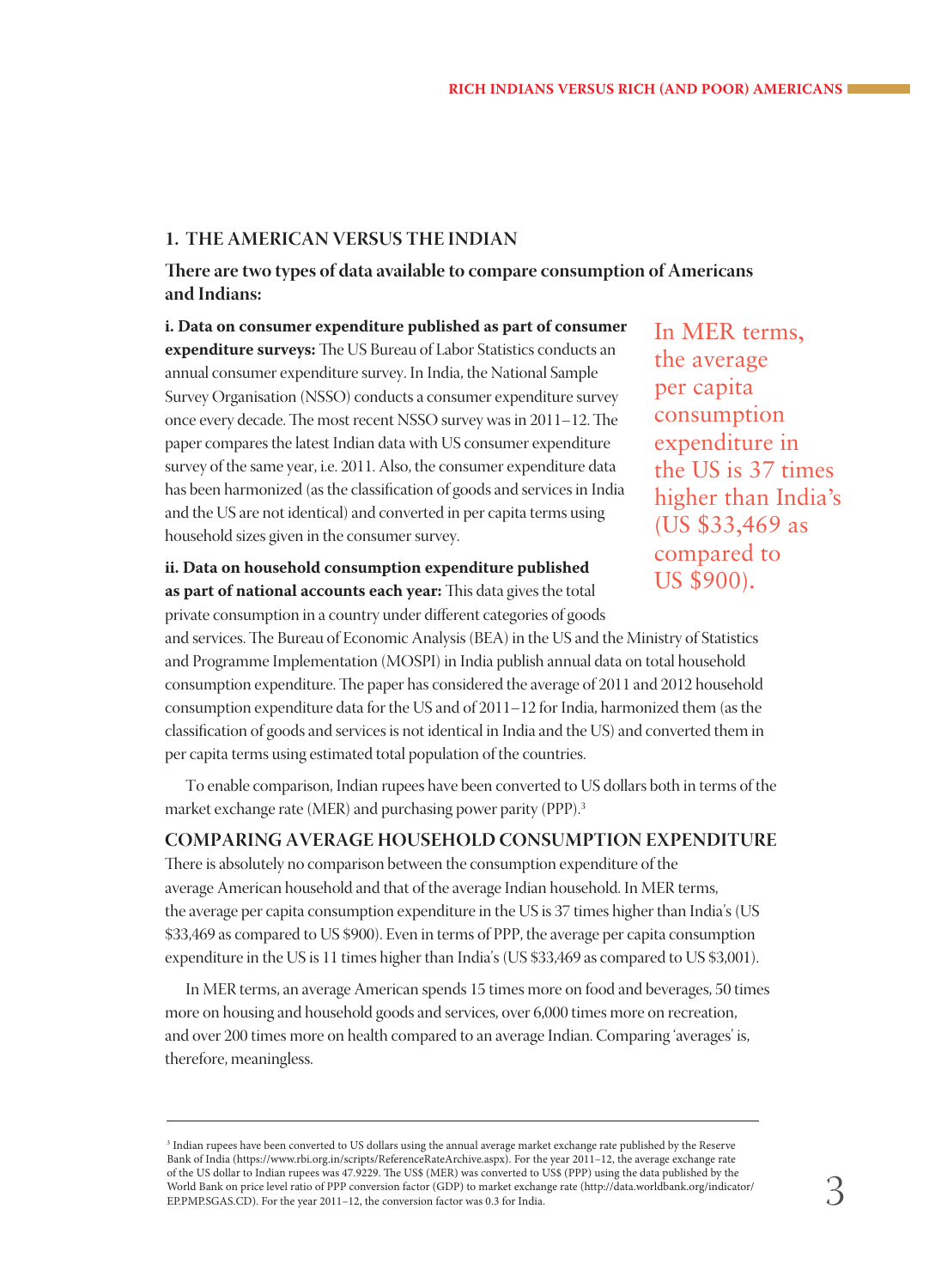## 1. THE AMERICAN VERSUS THE INDIAN

**There are two types of data available to compare consumption of Americans and Indians:**

**i. Data on consumer expenditure published as part of consumer expenditure surveys:** The US Bureau of Labor Statistics conducts an annual consumer expenditure survey. In India, the National Sample Survey Organisation (NSSO) conducts a consumer expenditure survey once every decade. The most recent NSSO survey was in 2011–12. The paper compares the latest Indian data with US consumer expenditure survey of the same year, i.e. 2011. Also, the consumer expenditure data has been harmonized (as the classification of goods and services in India and the US are not identical) and converted in per capita terms using household sizes given in the consumer survey.

**ii. Data on household consumption expenditure published as part of national accounts each year:** This data gives the total private consumption in a country under different categories of goods and services. The Bureau of Economic Analysis (BEA) in the US and the Ministry of Statistics and Programme Implementation (MOSPI) in India publish annual data on total household consumption expenditure. The paper has considered the average of 2011 and 2012 household consumption expenditure data for the US and of 2011–12 for India, harmonized them (as the classification of goods and services is not identical in India and the US) and converted them in per capita terms using estimated total population of the countries.

To enable comparison, Indian rupees have been converted to US dollars both in terms of the market exchange rate (MER) and purchasing power parity (PPP).[3]

> In MER terms, the average per capita consumption expenditure in the US is 37 times higher than India's (US $33,469 as compared to US $900).

### COMPARING AVERAGE HOUSEHOLD CONSUMPTION EXPENDITURE

There is absolutely no comparison between the consumption expenditure of the average American household and that of the average Indian household. In MER terms, the average per capita consumption expenditure in the US is 37 times higher than India's (US $33,469 as compared to US $900). Even in terms of PPP, the average per capita consumption expenditure in the US is 11 times higher than India's (US $33,469 as compared to US $3,001).

In MER terms, an average American spends 15 times more on food and beverages, 50 times more on housing and household goods and services, over 6,000 times more on recreation, and over 200 times more on health compared to an average Indian. Comparing 'averages' is, therefore, meaningless.

---

[3] Indian rupees have been converted to US dollars using the annual average market exchange rate published by the Reserve Bank of India (https://www.rbi.org.in/scripts/ReferenceRateArchive.aspx). For the year 2011–12, the average exchange rate of the US dollar to Indian rupees was 47.9229. The US$ (MER) was converted to US$ (PPP) using the data published by the World Bank on price level ratio of PPP conversion factor (GDP) to market exchange rate (http://data.worldbank.org/indicator/EP.PMP.SGAS.CD). For the year 2011–12, the conversion factor was 0.3 for India.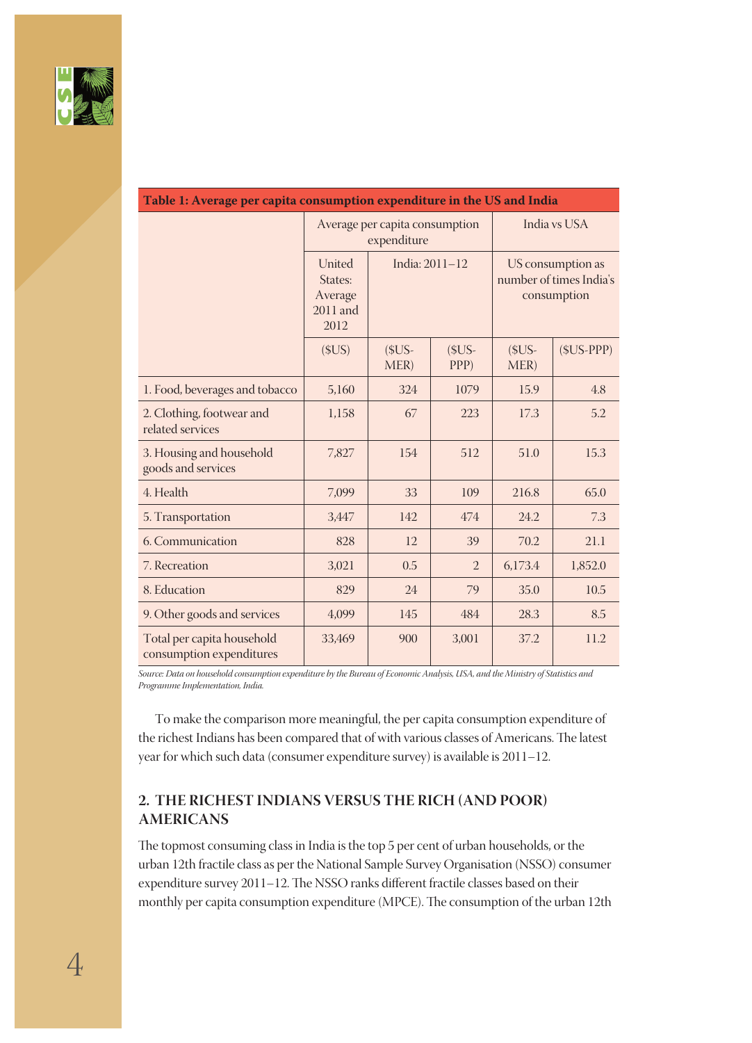**Table 1: Average per capita consumption expenditure in the US and India**

| | Average per capita consumption expenditure | | | India vs USA | |
|---|---|---|---|---|---|
| | United States: Average 2011 and 2012 | India: 2011–12 | | US consumption as number of times India's consumption | |
| | ($US) | ($US-MER) | ($US-PPP) | ($US-MER) | ($US-PPP) |
| 1. Food, beverages and tobacco | 5,160 | 324 | 1079 | 15.9 | 4.8 |
| 2. Clothing, footwear and related services | 1,158 | 67 | 223 | 17.3 | 5.2 |
| 3. Housing and household goods and services | 7,827 | 154 | 512 | 51.0 | 15.3 |
| 4. Health | 7,099 | 33 | 109 | 216.8 | 65.0 |
| 5. Transportation | 3,447 | 142 | 474 | 24.2 | 7.3 |
| 6. Communication | 828 | 12 | 39 | 70.2 | 21.1 |
| 7. Recreation | 3,021 | 0.5 | 2 | 6,173.4 | 1,852.0 |
| 8. Education | 829 | 24 | 79 | 35.0 | 10.5 |
| 9. Other goods and services | 4,099 | 145 | 484 | 28.3 | 8.5 |
| Total per capita household consumption expenditures | 33,469 | 900 | 3,001 | 37.2 | 11.2 |

*Source: Data on household consumption expenditure by the Bureau of Economic Analysis, USA, and the Ministry of Statistics and Programme Implementation, India.*

To make the comparison more meaningful, the per capita consumption expenditure of the richest Indians has been compared that of with various classes of Americans. The latest year for which such data (consumer expenditure survey) is available is 2011–12.

## 2. THE RICHEST INDIANS VERSUS THE RICH (AND POOR) AMERICANS

The topmost consuming class in India is the top 5 per cent of urban households, or the urban 12th fractile class as per the National Sample Survey Organisation (NSSO) consumer expenditure survey 2011–12. The NSSO ranks different fractile classes based on their monthly per capita consumption expenditure (MPCE). The consumption of the urban 12th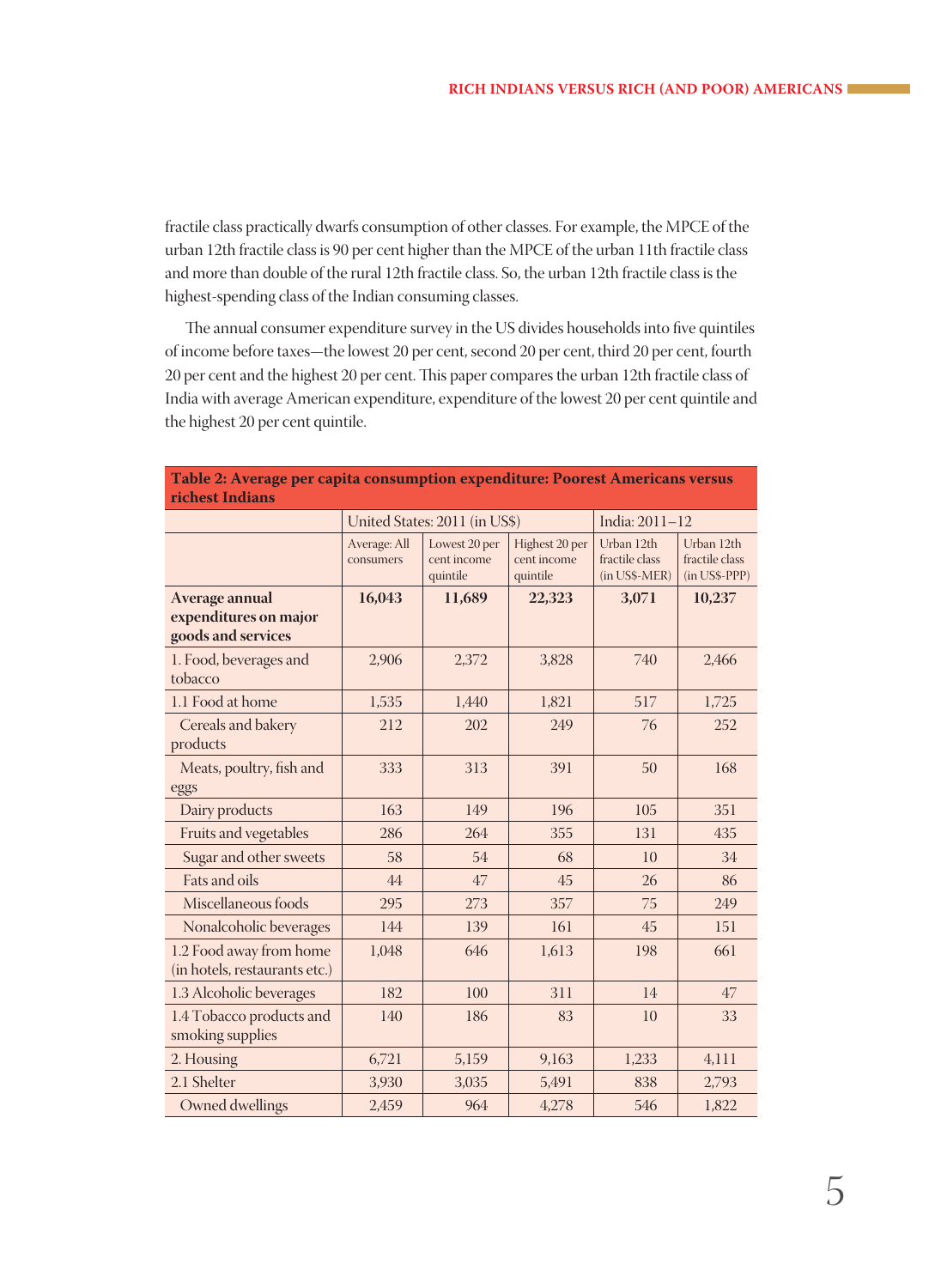fractile class practically dwarfs consumption of other classes. For example, the MPCE of the urban 12th fractile class is 90 per cent higher than the MPCE of the urban 11th fractile class and more than double of the rural 12th fractile class. So, the urban 12th fractile class is the highest-spending class of the Indian consuming classes.

The annual consumer expenditure survey in the US divides households into five quintiles of income before taxes—the lowest 20 per cent, second 20 per cent, third 20 per cent, fourth 20 per cent and the highest 20 per cent. This paper compares the urban 12th fractile class of India with average American expenditure, expenditure of the lowest 20 per cent quintile and the highest 20 per cent quintile.

**Table 2: Average per capita consumption expenditure: Poorest Americans versus richest Indians**

| | United States: 2011 (in US$) | | | India: 2011–12 | |
|---|---|---|---|---|---|
| | Average: All consumers | Lowest 20 per cent income quintile | Highest 20 per cent income quintile | Urban 12th fractile class (in US$-MER) | Urban 12th fractile class (in US$-PPP) |
| **Average annual expenditures on major goods and services** | **16,043** | **11,689** | **22,323** | **3,071** | **10,237** |
| 1. Food, beverages and tobacco | 2,906 | 2,372 | 3,828 | 740 | 2,466 |
| 1.1 Food at home | 1,535 | 1,440 | 1,821 | 517 | 1,725 |
| Cereals and bakery products | 212 | 202 | 249 | 76 | 252 |
| Meats, poultry, fish and eggs | 333 | 313 | 391 | 50 | 168 |
| Dairy products | 163 | 149 | 196 | 105 | 351 |
| Fruits and vegetables | 286 | 264 | 355 | 131 | 435 |
| Sugar and other sweets | 58 | 54 | 68 | 10 | 34 |
| Fats and oils | 44 | 47 | 45 | 26 | 86 |
| Miscellaneous foods | 295 | 273 | 357 | 75 | 249 |
| Nonalcoholic beverages | 144 | 139 | 161 | 45 | 151 |
| 1.2 Food away from home (in hotels, restaurants etc.) | 1,048 | 646 | 1,613 | 198 | 661 |
| 1.3 Alcoholic beverages | 182 | 100 | 311 | 14 | 47 |
| 1.4 Tobacco products and smoking supplies | 140 | 186 | 83 | 10 | 33 |
| 2. Housing | 6,721 | 5,159 | 9,163 | 1,233 | 4,111 |
| 2.1 Shelter | 3,930 | 3,035 | 5,491 | 838 | 2,793 |
| Owned dwellings | 2,459 | 964 | 4,278 | 546 | 1,822 |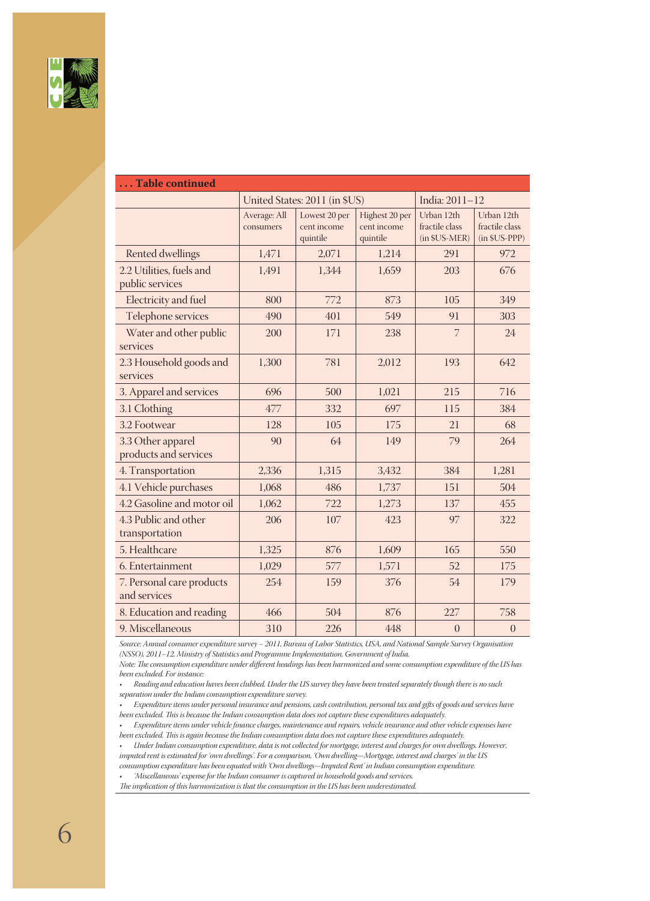| ... Table continued | | | | | |
|---|---|---|---|---|---|
| | United States: 2011 (in $US) | | | India: 2011–12 | |
| | Average: All consumers | Lowest 20 per cent income quintile | Highest 20 per cent income quintile | Urban 12th fractile class (in $US-MER) | Urban 12th fractile class (in $US-PPP) |
| Rented dwellings | 1,471 | 2,071 | 1,214 | 291 | 972 |
| 2.2 Utilities, fuels and public services | 1,491 | 1,344 | 1,659 | 203 | 676 |
| Electricity and fuel | 800 | 772 | 873 | 105 | 349 |
| Telephone services | 490 | 401 | 549 | 91 | 303 |
| Water and other public services | 200 | 171 | 238 | 7 | 24 |
| 2.3 Household goods and services | 1,300 | 781 | 2,012 | 193 | 642 |
| 3. Apparel and services | 696 | 500 | 1,021 | 215 | 716 |
| 3.1 Clothing | 477 | 332 | 697 | 115 | 384 |
| 3.2 Footwear | 128 | 105 | 175 | 21 | 68 |
| 3.3 Other apparel products and services | 90 | 64 | 149 | 79 | 264 |
| 4. Transportation | 2,336 | 1,315 | 3,432 | 384 | 1,281 |
| 4.1 Vehicle purchases | 1,068 | 486 | 1,737 | 151 | 504 |
| 4.2 Gasoline and motor oil | 1,062 | 722 | 1,273 | 137 | 455 |
| 4.3 Public and other transportation | 206 | 107 | 423 | 97 | 322 |
| 5. Healthcare | 1,325 | 876 | 1,609 | 165 | 550 |
| 6. Entertainment | 1,029 | 577 | 1,571 | 52 | 175 |
| 7. Personal care products and services | 254 | 159 | 376 | 54 | 179 |
| 8. Education and reading | 466 | 504 | 876 | 227 | 758 |
| 9. Miscellaneous | 310 | 226 | 448 | 0 | 0 |

*Source: Annual consumer expenditure survey – 2011, Bureau of Labor Statistics, USA, and National Sample Survey Organisation (NSSO), 2011–12, Ministry of Statistics and Programme Implementation, Government of India.*

*Note: The consumption expenditure under different headings has been harmonized and some consumption expenditure of the US has been excluded. For instance:*

- *Reading and education haves been clubbed. Under the US survey they have been treated separately though there is no such separation under the Indian consumption expenditure survey.*
- *Expenditure items under personal insurance and pensions, cash contribution, personal tax and gifts of goods and services have been excluded. This is because the Indian consumption data does not capture these expenditures adequately.*
- *Expenditure items under vehicle finance charges, maintenance and repairs, vehicle insurance and other vehicle expenses have been excluded. This is again because the Indian consumption data does not capture these expenditures adequately.*
- *Under Indian consumption expenditure, data is not collected for mortgage, interest and charges for own dwellings. However, imputed rent is estimated for 'own dwellings'. For a comparison, 'Own dwelling—Mortgage, interest and charges' in the US consumption expenditure has been equated with 'Own dwellings—Imputed Rent' in Indian consumption expenditure.*
- *'Miscellaneous' expense for the Indian consumer is captured in household goods and services.*

*The implication of this harmonization is that the consumption in the US has been underestimated.*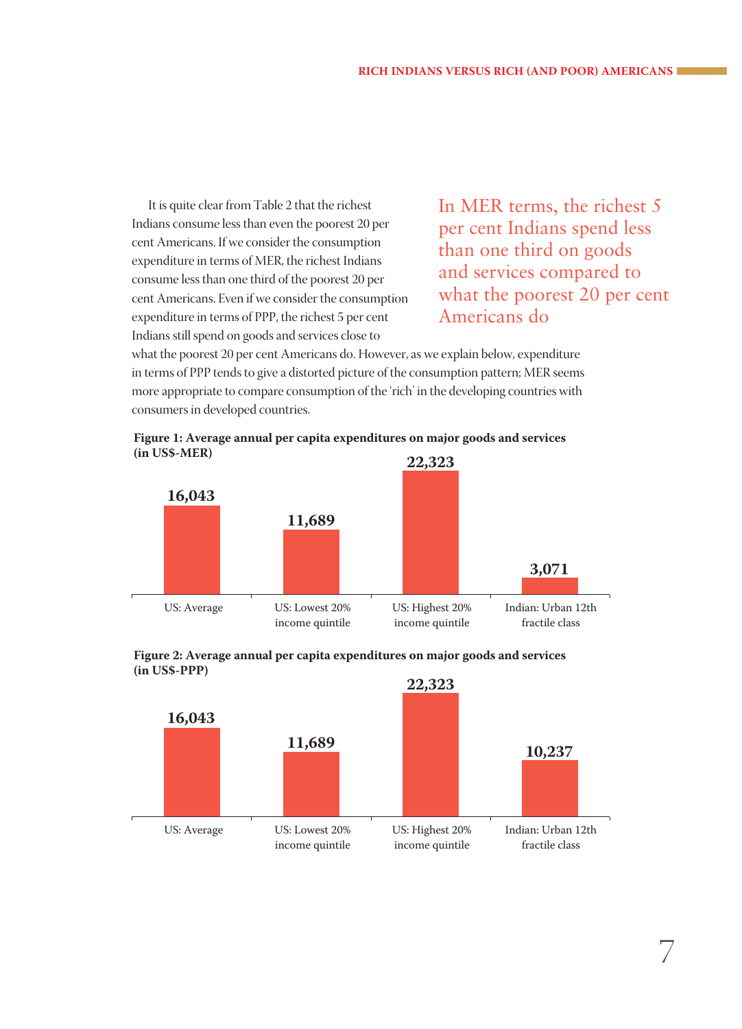It is quite clear from Table 2 that the richest Indians consume less than even the poorest 20 per cent Americans. If we consider the consumption expenditure in terms of MER, the richest Indians consume less than one third of the poorest 20 per cent Americans. Even if we consider the consumption expenditure in terms of PPP, the richest 5 per cent Indians still spend on goods and services close to what the poorest 20 per cent Americans do. However, as we explain below, expenditure in terms of PPP tends to give a distorted picture of the consumption pattern; MER seems more appropriate to compare consumption of the 'rich' in the developing countries with consumers in developed countries.

> In MER terms, the richest 5 per cent Indians spend less than one third on goods and services compared to what the poorest 20 per cent Americans do

**Figure 1: Average annual per capita expenditures on major goods and services (in US$-MER)**

| US: Average | US: Lowest 20% income quintile | US: Highest 20% income quintile | Indian: Urban 12th fractile class |
|---|---|---|---|
| 16,043 | 11,689 | 22,323 | 3,071 |

**Figure 2: Average annual per capita expenditures on major goods and services (in US$-PPP)**

| US: Average | US: Lowest 20% income quintile | US: Highest 20% income quintile | Indian: Urban 12th fractile class |
|---|---|---|---|
| 16,043 | 11,689 | 22,323 | 10,237 |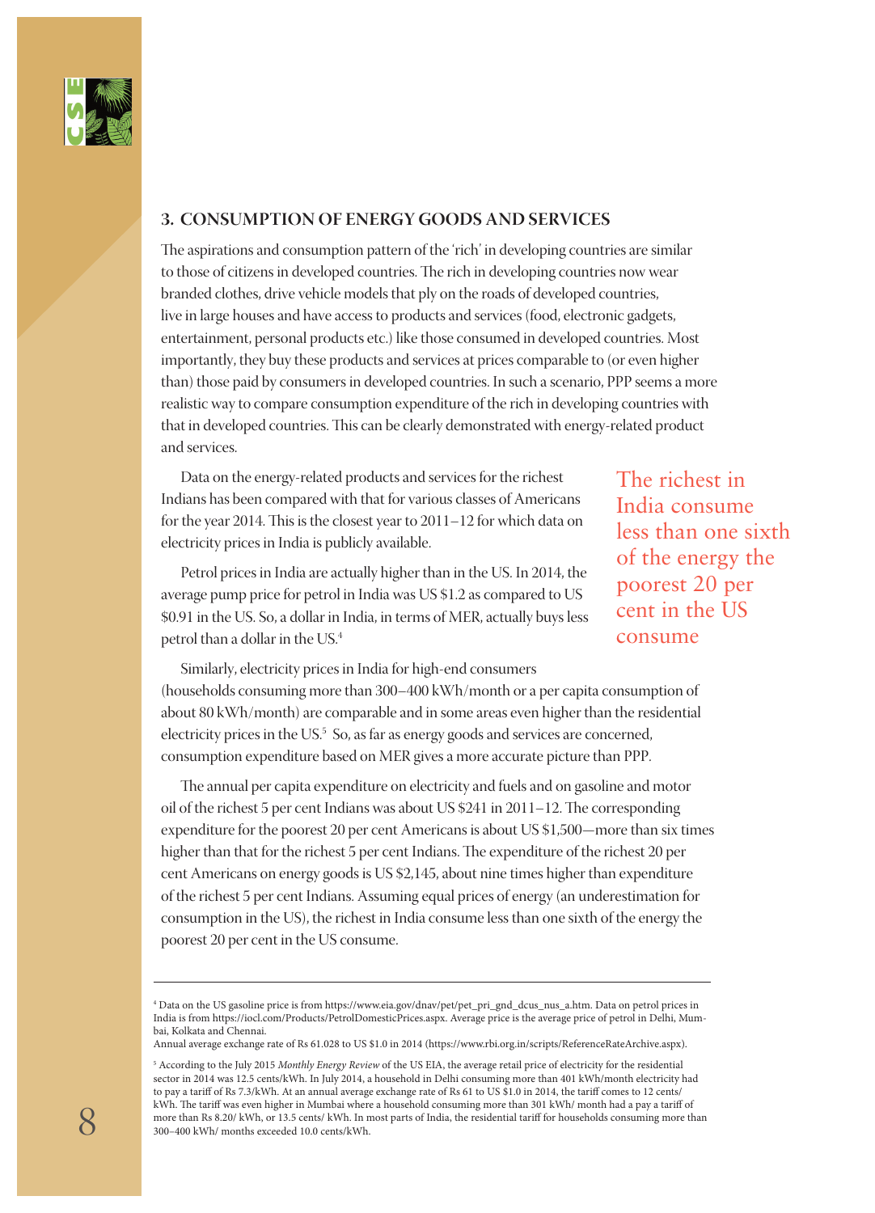## 3. CONSUMPTION OF ENERGY GOODS AND SERVICES

The aspirations and consumption pattern of the 'rich' in developing countries are similar to those of citizens in developed countries. The rich in developing countries now wear branded clothes, drive vehicle models that ply on the roads of developed countries, live in large houses and have access to products and services (food, electronic gadgets, entertainment, personal products etc.) like those consumed in developed countries. Most importantly, they buy these products and services at prices comparable to (or even higher than) those paid by consumers in developed countries. In such a scenario, PPP seems a more realistic way to compare consumption expenditure of the rich in developing countries with that in developed countries. This can be clearly demonstrated with energy-related product and services.

Data on the energy-related products and services for the richest Indians has been compared with that for various classes of Americans for the year 2014. This is the closest year to 2011–12 for which data on electricity prices in India is publicly available.

> The richest in India consume less than one sixth of the energy the poorest 20 per cent in the US consume

Petrol prices in India are actually higher than in the US. In 2014, the average pump price for petrol in India was US $1.2 as compared to US $0.91 in the US. So, a dollar in India, in terms of MER, actually buys less petrol than a dollar in the US.[4]

Similarly, electricity prices in India for high-end consumers (households consuming more than 300–400 kWh/month or a per capita consumption of about 80 kWh/month) are comparable and in some areas even higher than the residential electricity prices in the US.[5] So, as far as energy goods and services are concerned, consumption expenditure based on MER gives a more accurate picture than PPP.

The annual per capita expenditure on electricity and fuels and on gasoline and motor oil of the richest 5 per cent Indians was about US $241 in 2011–12. The corresponding expenditure for the poorest 20 per cent Americans is about US $1,500—more than six times higher than that for the richest 5 per cent Indians. The expenditure of the richest 20 per cent Americans on energy goods is US $2,145, about nine times higher than expenditure of the richest 5 per cent Indians. Assuming equal prices of energy (an underestimation for consumption in the US), the richest in India consume less than one sixth of the energy the poorest 20 per cent in the US consume.

---

[4] Data on the US gasoline price is from https://www.eia.gov/dnav/pet/pet_pri_gnd_dcus_nus_a.htm. Data on petrol prices in India is from https://iocl.com/Products/PetrolDomesticPrices.aspx. Average price is the average price of petrol in Delhi, Mumbai, Kolkata and Chennai.
Annual average exchange rate of Rs 61.028 to US $1.0 in 2014 (https://www.rbi.org.in/scripts/ReferenceRateArchive.aspx).

[5] According to the July 2015 *Monthly Energy Review* of the US EIA, the average retail price of electricity for the residential sector in 2014 was 12.5 cents/kWh. In July 2014, a household in Delhi consuming more than 401 kWh/month electricity had to pay a tariff of Rs 7.3/kWh. At an annual average exchange rate of Rs 61 to US $1.0 in 2014, the tariff comes to 12 cents/kWh. The tariff was even higher in Mumbai where a household consuming more than 301 kWh/ month had a pay a tariff of more than Rs 8.20/ kWh, or 13.5 cents/ kWh. In most parts of India, the residential tariff for households consuming more than 300–400 kWh/ months exceeded 10.0 cents/kWh.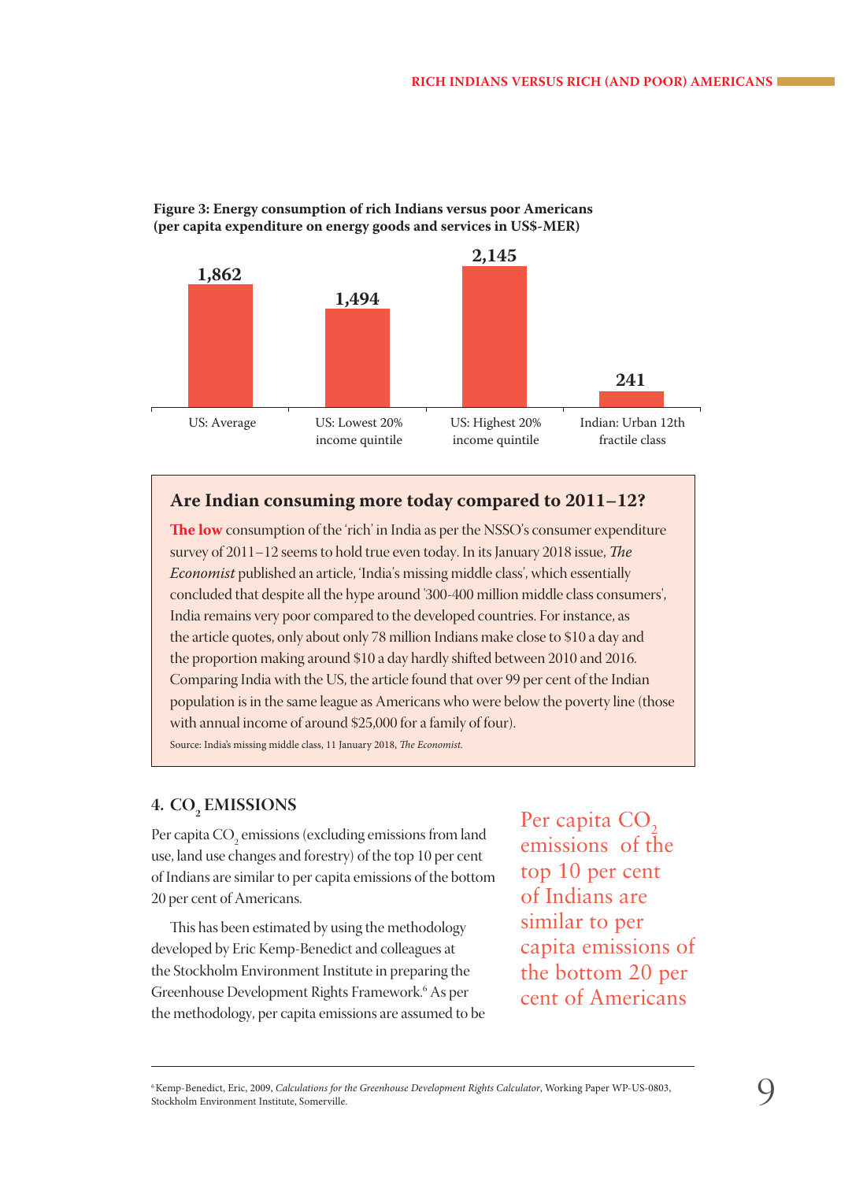**Figure 3: Energy consumption of rich Indians versus poor Americans (per capita expenditure on energy goods and services in US$-MER)**

| US: Average | US: Lowest 20% income quintile | US: Highest 20% income quintile | Indian: Urban 12th fractile class |
| --- | --- | --- | --- |
| 1,862 | 1,494 | 2,145 | 241 |

### Are Indian consuming more today compared to 2011–12?

The low consumption of the 'rich' in India as per the NSSO's consumer expenditure survey of 2011–12 seems to hold true even today. In its January 2018 issue, *The Economist* published an article, 'India's missing middle class', which essentially concluded that despite all the hype around '300-400 million middle class consumers', India remains very poor compared to the developed countries. For instance, as the article quotes, only about only 78 million Indians make close to $10 a day and the proportion making around $10 a day hardly shifted between 2010 and 2016. Comparing India with the US, the article found that over 99 per cent of the Indian population is in the same league as Americans who were below the poverty line (those with annual income of around $25,000 for a family of four).

Source: India's missing middle class, 11 January 2018, *The Economist*.

## 4. $CO_2$ EMISSIONS

Per capita $CO_2$ emissions (excluding emissions from land use, land use changes and forestry) of the top 10 per cent of Indians are similar to per capita emissions of the bottom 20 per cent of Americans.

This has been estimated by using the methodology developed by Eric Kemp-Benedict and colleagues at the Stockholm Environment Institute in preparing the Greenhouse Development Rights Framework.[6] As per the methodology, per capita emissions are assumed to be

> Per capita $CO_2$ emissions of the top 10 per cent of Indians are similar to per capita emissions of the bottom 20 per cent of Americans

[6] Kemp-Benedict, Eric, 2009, *Calculations for the Greenhouse Development Rights Calculator*, Working Paper WP-US-0803, Stockholm Environment Institute, Somerville.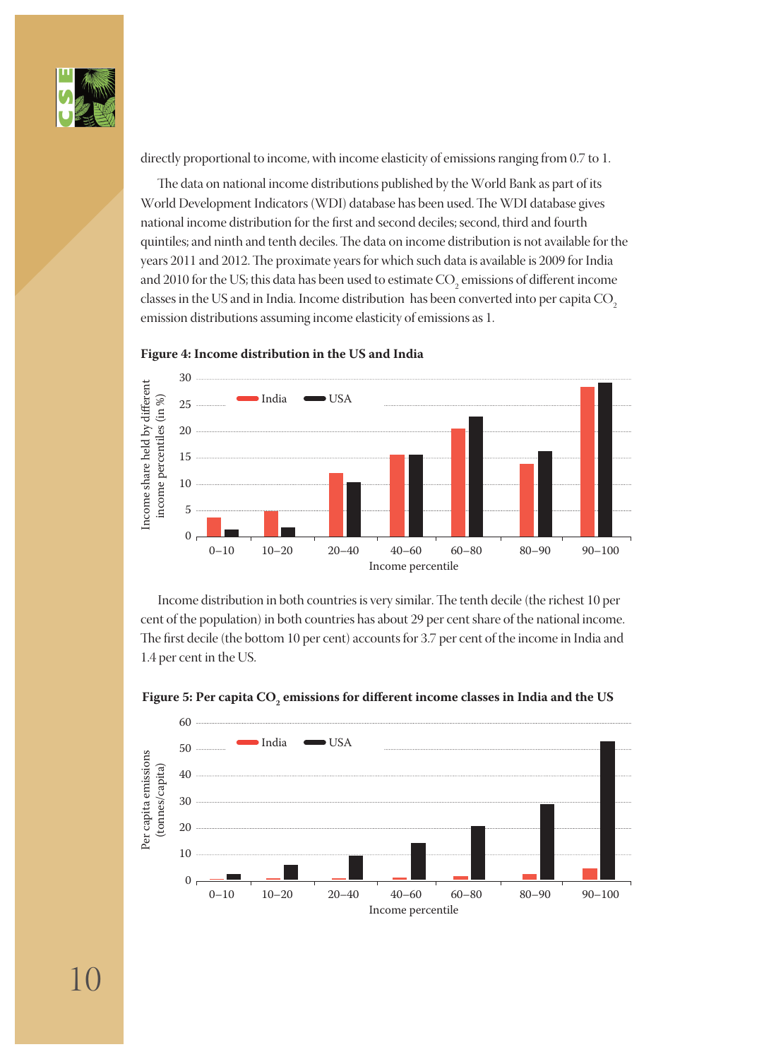directly proportional to income, with income elasticity of emissions ranging from 0.7 to 1.

The data on national income distributions published by the World Bank as part of its World Development Indicators (WDI) database has been used. The WDI database gives national income distribution for the first and second deciles; second, third and fourth quintiles; and ninth and tenth deciles. The data on income distribution is not available for the years 2011 and 2012. The proximate years for which such data is available is 2009 for India and 2010 for the US; this data has been used to estimate $CO_2$ emissions of different income classes in the US and in India. Income distribution has been converted into per capita $CO_2$ emission distributions assuming income elasticity of emissions as 1.

**Figure 4: Income distribution in the US and India**

Income distribution in both countries is very similar. The tenth decile (the richest 10 per cent of the population) in both countries has about 29 per cent share of the national income. The first decile (the bottom 10 per cent) accounts for 3.7 per cent of the income in India and 1.4 per cent in the US.

**Figure 5: Per capita $CO_2$ emissions for different income classes in India and the US**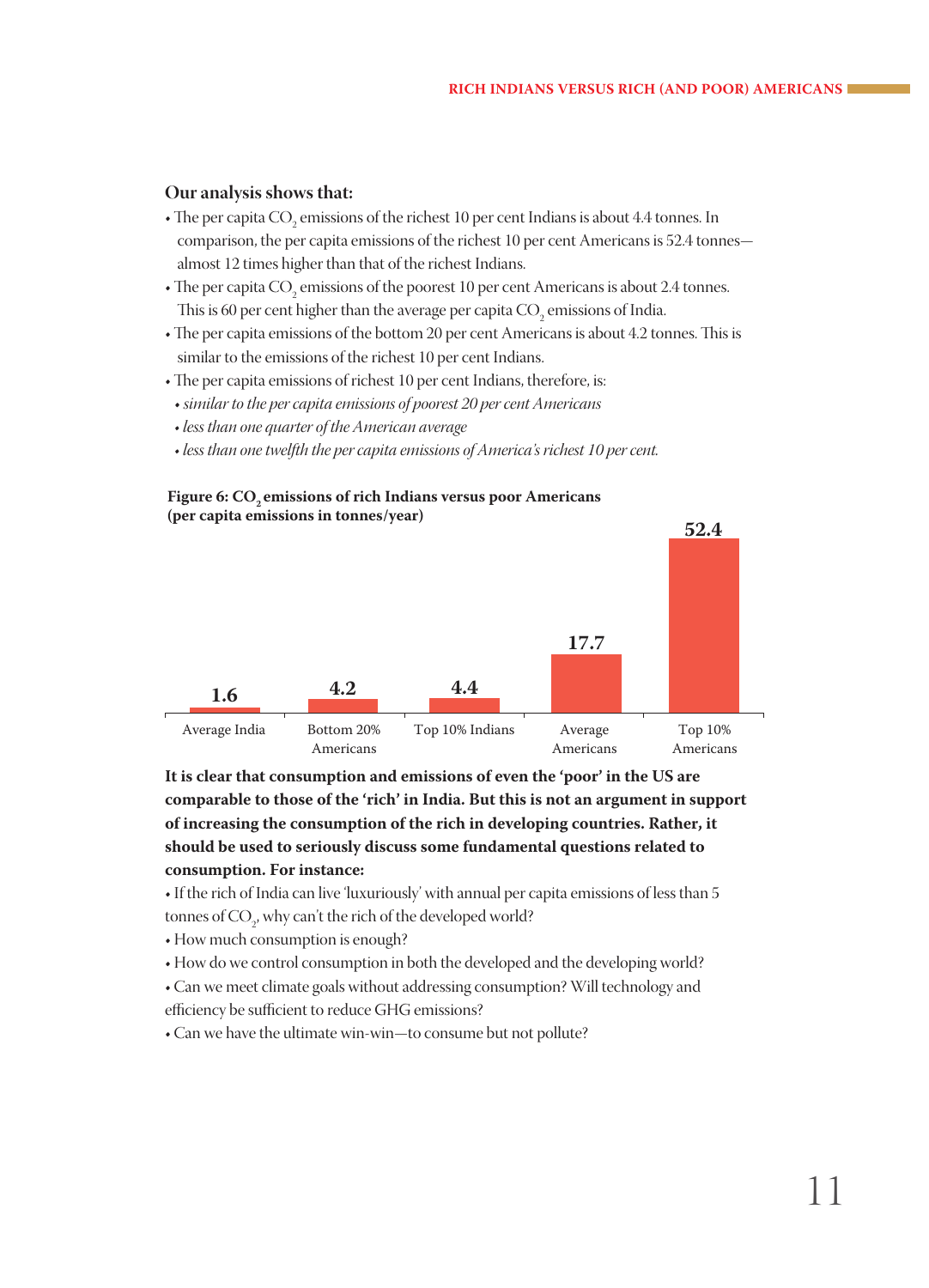**Our analysis shows that:**

- The per capita $CO_2$ emissions of the richest 10 per cent Indians is about 4.4 tonnes. In comparison, the per capita emissions of the richest 10 per cent Americans is 52.4 tonnes—almost 12 times higher than that of the richest Indians.
- The per capita $CO_2$ emissions of the poorest 10 per cent Americans is about 2.4 tonnes. This is 60 per cent higher than the average per capita $CO_2$ emissions of India.
- The per capita emissions of the bottom 20 per cent Americans is about 4.2 tonnes. This is similar to the emissions of the richest 10 per cent Indians.
- The per capita emissions of richest 10 per cent Indians, therefore, is:
  - *similar to the per capita emissions of poorest 20 per cent Americans*
  - *less than one quarter of the American average*
  - *less than one twelfth the per capita emissions of America's richest 10 per cent.*

**Figure 6: $CO_2$ emissions of rich Indians versus poor Americans (per capita emissions in tonnes/year)**

| Average India | Bottom 20% Americans | Top 10% Indians | Average Americans | Top 10% Americans |
|---|---|---|---|---|
| 1.6 | 4.2 | 4.4 | 17.7 | 52.4 |

**It is clear that consumption and emissions of even the 'poor' in the US are comparable to those of the 'rich' in India. But this is not an argument in support of increasing the consumption of the rich in developing countries. Rather, it should be used to seriously discuss some fundamental questions related to consumption. For instance:**

- If the rich of India can live 'luxuriously' with annual per capita emissions of less than 5 tonnes of $CO_2$, why can't the rich of the developed world?
- How much consumption is enough?
- How do we control consumption in both the developed and the developing world?
- Can we meet climate goals without addressing consumption? Will technology and efficiency be sufficient to reduce GHG emissions?
- Can we have the ultimate win-win—to consume but not pollute?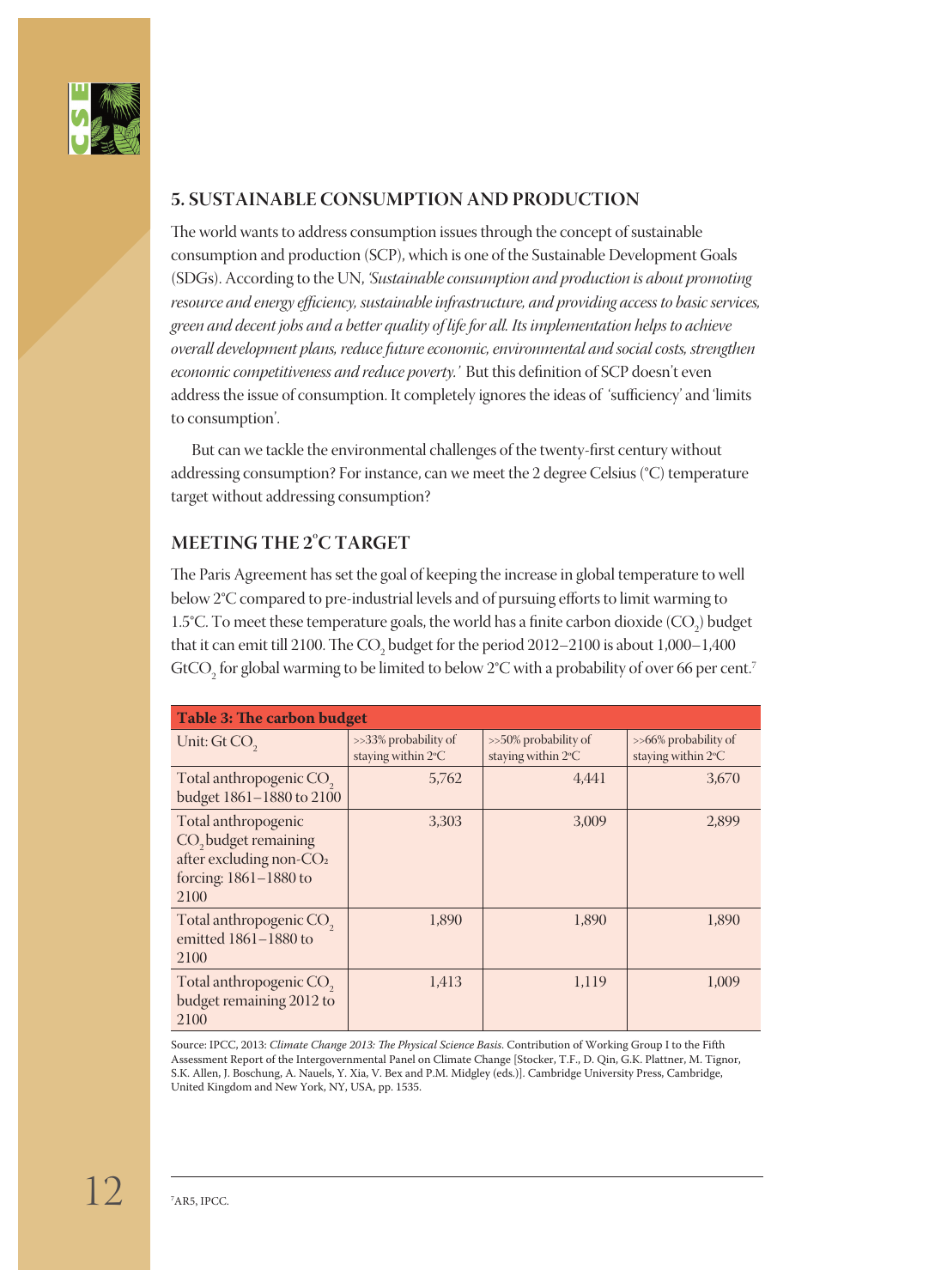## 5. SUSTAINABLE CONSUMPTION AND PRODUCTION

The world wants to address consumption issues through the concept of sustainable consumption and production (SCP), which is one of the Sustainable Development Goals (SDGs). According to the UN, *'Sustainable consumption and production is about promoting resource and energy efficiency, sustainable infrastructure, and providing access to basic services, green and decent jobs and a better quality of life for all. Its implementation helps to achieve overall development plans, reduce future economic, environmental and social costs, strengthen economic competitiveness and reduce poverty.'* But this definition of SCP doesn't even address the issue of consumption. It completely ignores the ideas of 'sufficiency' and 'limits to consumption'.

But can we tackle the environmental challenges of the twenty-first century without addressing consumption? For instance, can we meet the 2 degree Celsius (°C) temperature target without addressing consumption?

### MEETING THE 2°C TARGET

The Paris Agreement has set the goal of keeping the increase in global temperature to well below 2°C compared to pre-industrial levels and of pursuing efforts to limit warming to 1.5°C. To meet these temperature goals, the world has a finite carbon dioxide ($CO_2$) budget that it can emit till 2100. The $CO_2$ budget for the period 2012–2100 is about 1,000–1,400 $GtCO_2$ for global warming to be limited to below 2°C with a probability of over 66 per cent.[7]

**Table 3: The carbon budget**

| Unit: Gt $CO_2$ | >>33% probability of staying within 2°C | >>50% probability of staying within 2°C | >>66% probability of staying within 2°C |
|---|---|---|---|
| Total anthropogenic $CO_2$ budget 1861–1880 to 2100 | 5,762 | 4,441 | 3,670 |
| Total anthropogenic $CO_2$ budget remaining after excluding non-$CO_2$ forcing: 1861–1880 to 2100 | 3,303 | 3,009 | 2,899 |
| Total anthropogenic $CO_2$ emitted 1861–1880 to 2100 | 1,890 | 1,890 | 1,890 |
| Total anthropogenic $CO_2$ budget remaining 2012 to 2100 | 1,413 | 1,119 | 1,009 |

Source: IPCC, 2013: *Climate Change 2013: The Physical Science Basis.* Contribution of Working Group I to the Fifth Assessment Report of the Intergovernmental Panel on Climate Change [Stocker, T.F., D. Qin, G.K. Plattner, M. Tignor, S.K. Allen, J. Boschung, A. Nauels, Y. Xia, V. Bex and P.M. Midgley (eds.)]. Cambridge University Press, Cambridge, United Kingdom and New York, NY, USA, pp. 1535.

[7] AR5, IPCC.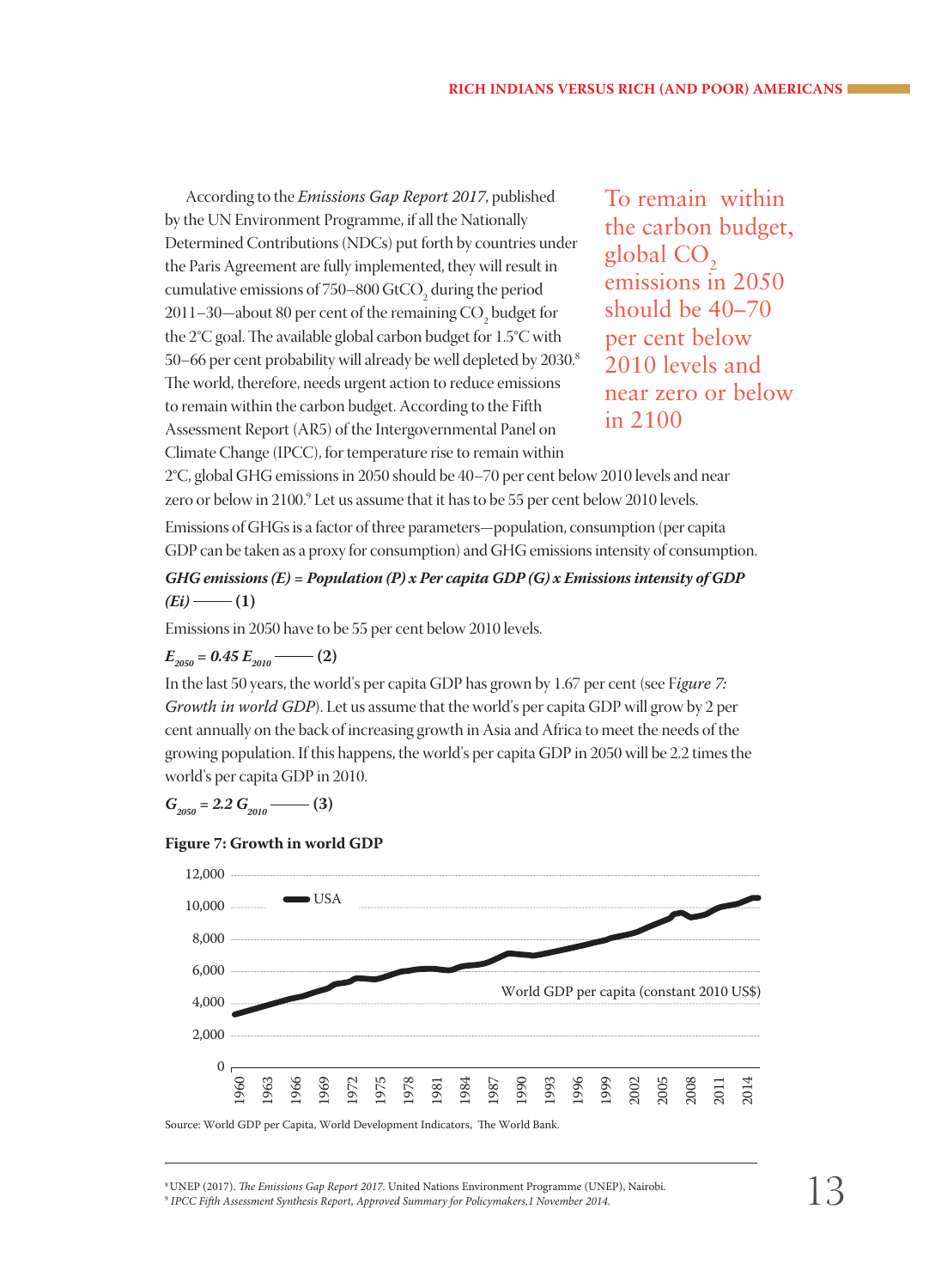According to the *Emissions Gap Report 2017*, published by the UN Environment Programme, if all the Nationally Determined Contributions (NDCs) put forth by countries under the Paris Agreement are fully implemented, they will result in cumulative emissions of 750–800 Gt$CO_2$ during the period 2011–30—about 80 per cent of the remaining $CO_2$ budget for the 2°C goal. The available global carbon budget for 1.5°C with 50–66 per cent probability will already be well depleted by 2030.[8] The world, therefore, needs urgent action to reduce emissions to remain within the carbon budget. According to the Fifth Assessment Report (AR5) of the Intergovernmental Panel on Climate Change (IPCC), for temperature rise to remain within 2°C, global GHG emissions in 2050 should be 40–70 per cent below 2010 levels and near zero or below in 2100.[9] Let us assume that it has to be 55 per cent below 2010 levels.

> To remain within the carbon budget, global $CO_2$ emissions in 2050 should be 40–70 per cent below 2010 levels and near zero or below in 2100

Emissions of GHGs is a factor of three parameters—population, consumption (per capita GDP can be taken as a proxy for consumption) and GHG emissions intensity of consumption.

***GHG emissions (E) = Population (P) x Per capita GDP (G) x Emissions intensity of GDP (Ei)* —— (1)**

Emissions in 2050 have to be 55 per cent below 2010 levels.

$E_{2050} = 0.45\, E_{2010}$ —— **(2)**

In the last 50 years, the world's per capita GDP has grown by 1.67 per cent (see F*igure 7: Growth in world GDP*). Let us assume that the world's per capita GDP will grow by 2 per cent annually on the back of increasing growth in Asia and Africa to meet the needs of the growing population. If this happens, the world's per capita GDP in 2050 will be 2.2 times the world's per capita GDP in 2010.

$G_{2050} = 2.2\, G_{2010}$ —— **(3)**

**Figure 7: Growth in world GDP**

Source: World GDP per Capita, World Development Indicators, The World Bank.

[8] UNEP (2017). *The Emissions Gap Report 2017.* United Nations Environment Programme (UNEP), Nairobi.

[9] *IPCC Fifth Assessment Synthesis Report, Approved Summary for Policymakers,1 November 2014.*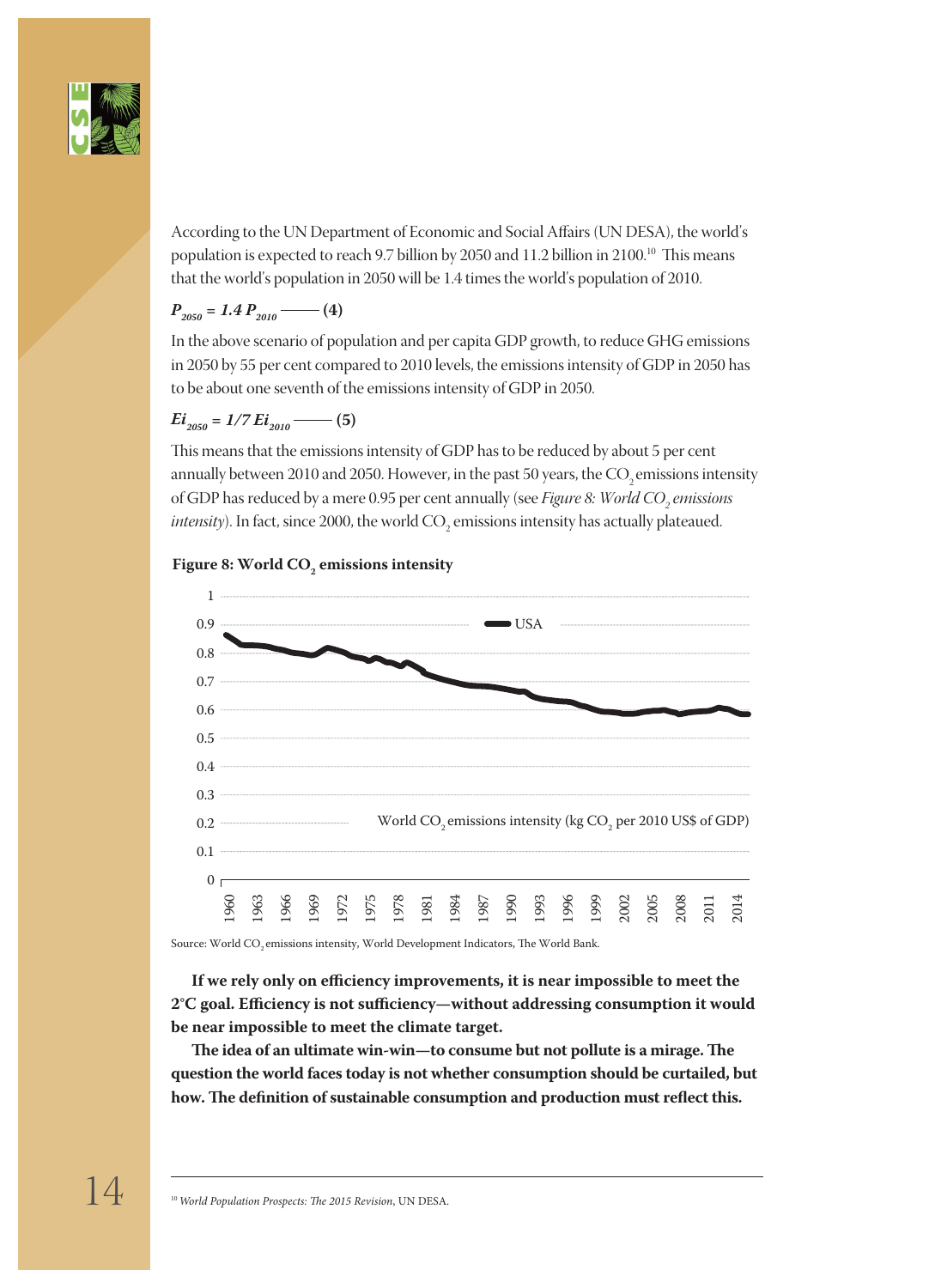According to the UN Department of Economic and Social Affairs (UN DESA), the world's population is expected to reach 9.7 billion by 2050 and 11.2 billion in 2100.[10] This means that the world's population in 2050 will be 1.4 times the world's population of 2010.

$$P_{2050} = 1.4\, P_{2010} \quad \text{—— (4)}$$

In the above scenario of population and per capita GDP growth, to reduce GHG emissions in 2050 by 55 per cent compared to 2010 levels, the emissions intensity of GDP in 2050 has to be about one seventh of the emissions intensity of GDP in 2050.

$$Ei_{2050} = 1/7\, Ei_{2010} \quad \text{—— (5)}$$

This means that the emissions intensity of GDP has to be reduced by about 5 per cent annually between 2010 and 2050. However, in the past 50 years, the $CO_2$ emissions intensity of GDP has reduced by a mere 0.95 per cent annually (see *Figure 8: World $CO_2$ emissions intensity*). In fact, since 2000, the world $CO_2$ emissions intensity has actually plateaued.

**Figure 8: World $CO_2$ emissions intensity**

Source: World $CO_2$ emissions intensity, World Development Indicators, The World Bank.

**If we rely only on efficiency improvements, it is near impossible to meet the 2°C goal. Efficiency is not sufficiency—without addressing consumption it would be near impossible to meet the climate target.**

**The idea of an ultimate win-win—to consume but not pollute is a mirage. The question the world faces today is not whether consumption should be curtailed, but how. The definition of sustainable consumption and production must reflect this.**

---

[10] *World Population Prospects: The 2015 Revision*, UN DESA.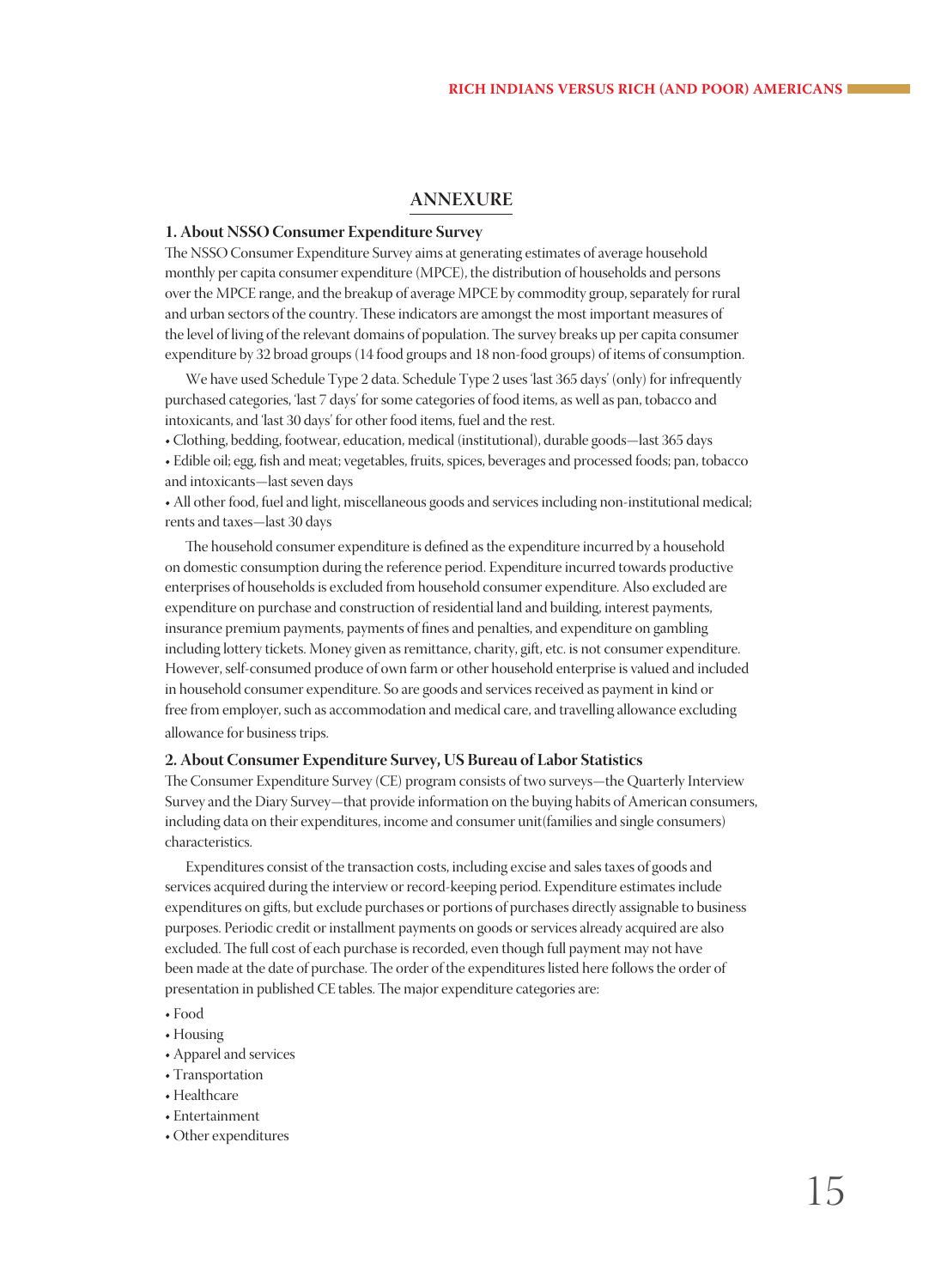## ANNEXURE

### 1. About NSSO Consumer Expenditure Survey

The NSSO Consumer Expenditure Survey aims at generating estimates of average household monthly per capita consumer expenditure (MPCE), the distribution of households and persons over the MPCE range, and the breakup of average MPCE by commodity group, separately for rural and urban sectors of the country. These indicators are amongst the most important measures of the level of living of the relevant domains of population. The survey breaks up per capita consumer expenditure by 32 broad groups (14 food groups and 18 non-food groups) of items of consumption.

We have used Schedule Type 2 data. Schedule Type 2 uses 'last 365 days' (only) for infrequently purchased categories, 'last 7 days' for some categories of food items, as well as pan, tobacco and intoxicants, and 'last 30 days' for other food items, fuel and the rest.

- Clothing, bedding, footwear, education, medical (institutional), durable goods—last 365 days
- Edible oil; egg, fish and meat; vegetables, fruits, spices, beverages and processed foods; pan, tobacco and intoxicants—last seven days
- All other food, fuel and light, miscellaneous goods and services including non-institutional medical; rents and taxes—last 30 days

The household consumer expenditure is defined as the expenditure incurred by a household on domestic consumption during the reference period. Expenditure incurred towards productive enterprises of households is excluded from household consumer expenditure. Also excluded are expenditure on purchase and construction of residential land and building, interest payments, insurance premium payments, payments of fines and penalties, and expenditure on gambling including lottery tickets. Money given as remittance, charity, gift, etc. is not consumer expenditure. However, self-consumed produce of own farm or other household enterprise is valued and included in household consumer expenditure. So are goods and services received as payment in kind or free from employer, such as accommodation and medical care, and travelling allowance excluding allowance for business trips.

### 2. About Consumer Expenditure Survey, US Bureau of Labor Statistics

The Consumer Expenditure Survey (CE) program consists of two surveys—the Quarterly Interview Survey and the Diary Survey—that provide information on the buying habits of American consumers, including data on their expenditures, income and consumer unit(families and single consumers) characteristics.

Expenditures consist of the transaction costs, including excise and sales taxes of goods and services acquired during the interview or record-keeping period. Expenditure estimates include expenditures on gifts, but exclude purchases or portions of purchases directly assignable to business purposes. Periodic credit or installment payments on goods or services already acquired are also excluded. The full cost of each purchase is recorded, even though full payment may not have been made at the date of purchase. The order of the expenditures listed here follows the order of presentation in published CE tables. The major expenditure categories are:

- Food
- Housing
- Apparel and services
- Transportation
- Healthcare
- Entertainment
- Other expenditures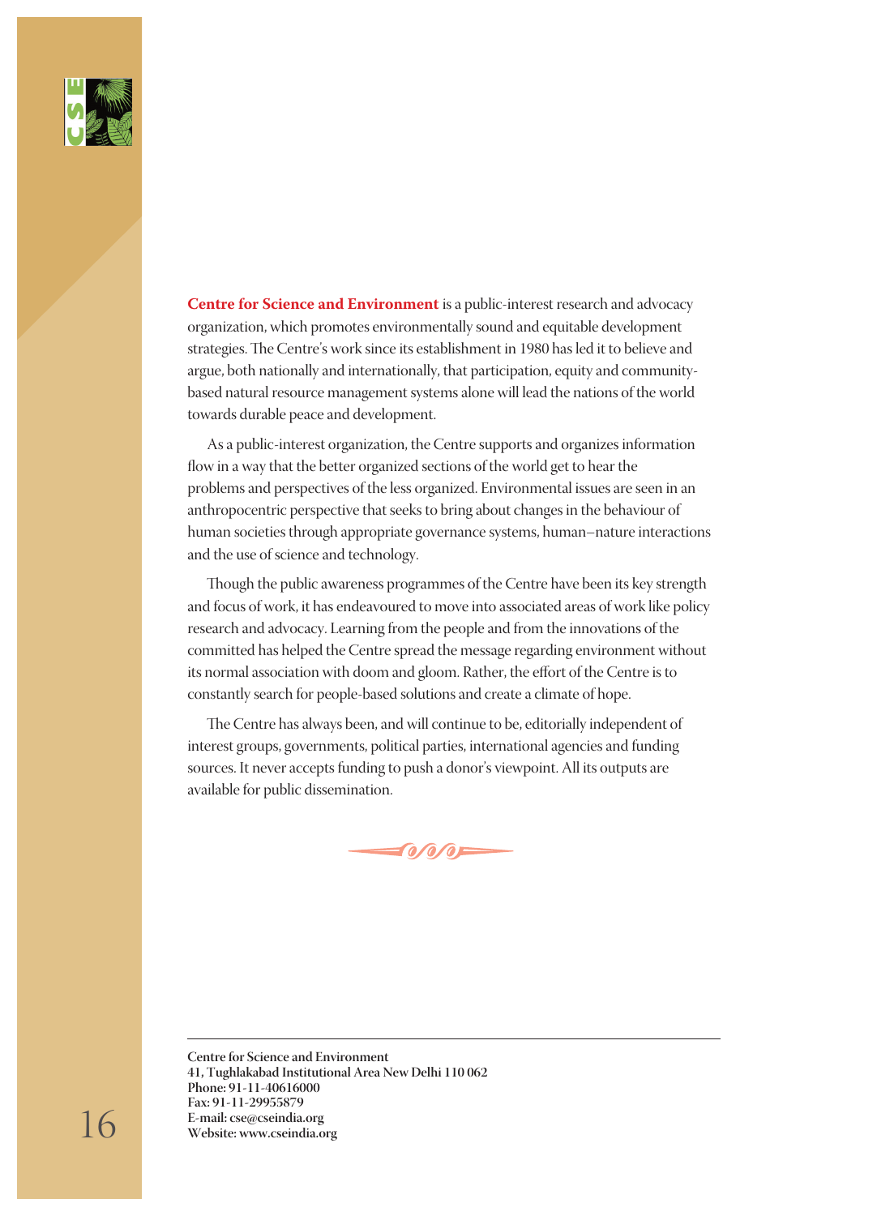**Centre for Science and Environment** is a public-interest research and advocacy organization, which promotes environmentally sound and equitable development strategies. The Centre's work since its establishment in 1980 has led it to believe and argue, both nationally and internationally, that participation, equity and community-based natural resource management systems alone will lead the nations of the world towards durable peace and development.

As a public-interest organization, the Centre supports and organizes information flow in a way that the better organized sections of the world get to hear the problems and perspectives of the less organized. Environmental issues are seen in an anthropocentric perspective that seeks to bring about changes in the behaviour of human societies through appropriate governance systems, human–nature interactions and the use of science and technology.

Though the public awareness programmes of the Centre have been its key strength and focus of work, it has endeavoured to move into associated areas of work like policy research and advocacy. Learning from the people and from the innovations of the committed has helped the Centre spread the message regarding environment without its normal association with doom and gloom. Rather, the effort of the Centre is to constantly search for people-based solutions and create a climate of hope.

The Centre has always been, and will continue to be, editorially independent of interest groups, governments, political parties, international agencies and funding sources. It never accepts funding to push a donor's viewpoint. All its outputs are available for public dissemination.

---

**Centre for Science and Environment**
**41, Tughlakabad Institutional Area New Delhi 110 062**
**Phone: 91-11-40616000**
**Fax: 91-11-29955879**
**E-mail: cse@cseindia.org**
**Website: www.cseindia.org**